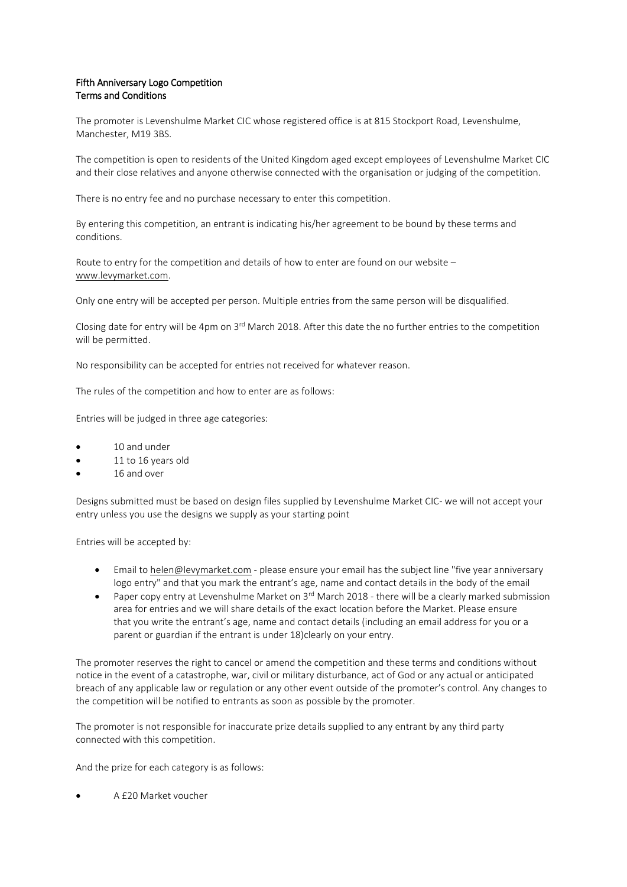**Fifth Anniversary Logo Competition**
**Terms and Conditions**

The promoter is Levenshulme Market CIC whose registered office is at 815 Stockport Road, Levenshulme, Manchester, M19 3BS.

The competition is open to residents of the United Kingdom aged except employees of Levenshulme Market CIC and their close relatives and anyone otherwise connected with the organisation or judging of the competition.

There is no entry fee and no purchase necessary to enter this competition.

By entering this competition, an entrant is indicating his/her agreement to be bound by these terms and conditions.

Route to entry for the competition and details of how to enter are found on our website – www.levymarket.com.

Only one entry will be accepted per person. Multiple entries from the same person will be disqualified.

Closing date for entry will be 4pm on 3rd March 2018. After this date the no further entries to the competition will be permitted.

No responsibility can be accepted for entries not received for whatever reason.

The rules of the competition and how to enter are as follows:

Entries will be judged in three age categories:

- 10 and under
- 11 to 16 years old
- 16 and over

Designs submitted must be based on design files supplied by Levenshulme Market CIC- we will not accept your entry unless you use the designs we supply as your starting point

Entries will be accepted by:

- Email to helen@levymarket.com - please ensure your email has the subject line "five year anniversary logo entry" and that you mark the entrant's age, name and contact details in the body of the email
- Paper copy entry at Levenshulme Market on 3rd March 2018 - there will be a clearly marked submission area for entries and we will share details of the exact location before the Market. Please ensure that you write the entrant's age, name and contact details (including an email address for you or a parent or guardian if the entrant is under 18)clearly on your entry.

The promoter reserves the right to cancel or amend the competition and these terms and conditions without notice in the event of a catastrophe, war, civil or military disturbance, act of God or any actual or anticipated breach of any applicable law or regulation or any other event outside of the promoter's control. Any changes to the competition will be notified to entrants as soon as possible by the promoter.

The promoter is not responsible for inaccurate prize details supplied to any entrant by any third party connected with this competition.

And the prize for each category is as follows:

- A £20 Market voucher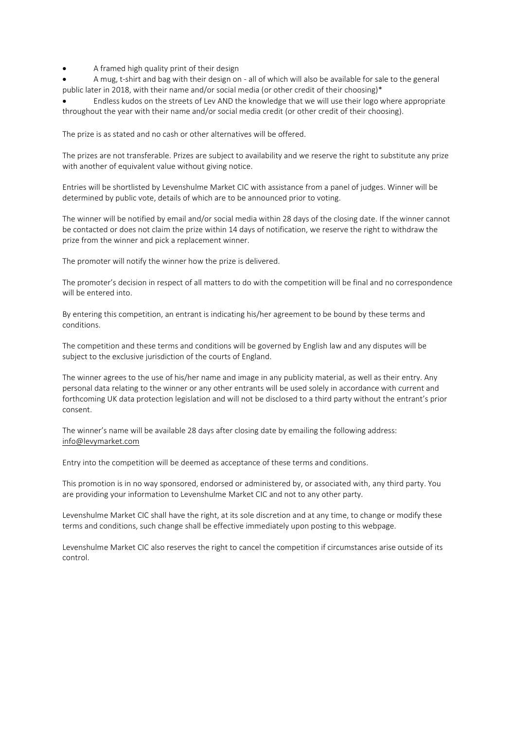- A framed high quality print of their design
- A mug, t-shirt and bag with their design on - all of which will also be available for sale to the general public later in 2018, with their name and/or social media (or other credit of their choosing)*
- Endless kudos on the streets of Lev AND the knowledge that we will use their logo where appropriate throughout the year with their name and/or social media credit (or other credit of their choosing).

The prize is as stated and no cash or other alternatives will be offered.

The prizes are not transferable. Prizes are subject to availability and we reserve the right to substitute any prize with another of equivalent value without giving notice.

Entries will be shortlisted by Levenshulme Market CIC with assistance from a panel of judges. Winner will be determined by public vote, details of which are to be announced prior to voting.

The winner will be notified by email and/or social media within 28 days of the closing date. If the winner cannot be contacted or does not claim the prize within 14 days of notification, we reserve the right to withdraw the prize from the winner and pick a replacement winner.

The promoter will notify the winner how the prize is delivered.

The promoter's decision in respect of all matters to do with the competition will be final and no correspondence will be entered into.

By entering this competition, an entrant is indicating his/her agreement to be bound by these terms and conditions.

The competition and these terms and conditions will be governed by English law and any disputes will be subject to the exclusive jurisdiction of the courts of England.

The winner agrees to the use of his/her name and image in any publicity material, as well as their entry. Any personal data relating to the winner or any other entrants will be used solely in accordance with current and forthcoming UK data protection legislation and will not be disclosed to a third party without the entrant's prior consent.

The winner's name will be available 28 days after closing date by emailing the following address: info@levymarket.com

Entry into the competition will be deemed as acceptance of these terms and conditions.

This promotion is in no way sponsored, endorsed or administered by, or associated with, any third party. You are providing your information to Levenshulme Market CIC and not to any other party.

Levenshulme Market CIC shall have the right, at its sole discretion and at any time, to change or modify these terms and conditions, such change shall be effective immediately upon posting to this webpage.

Levenshulme Market CIC also reserves the right to cancel the competition if circumstances arise outside of its control.